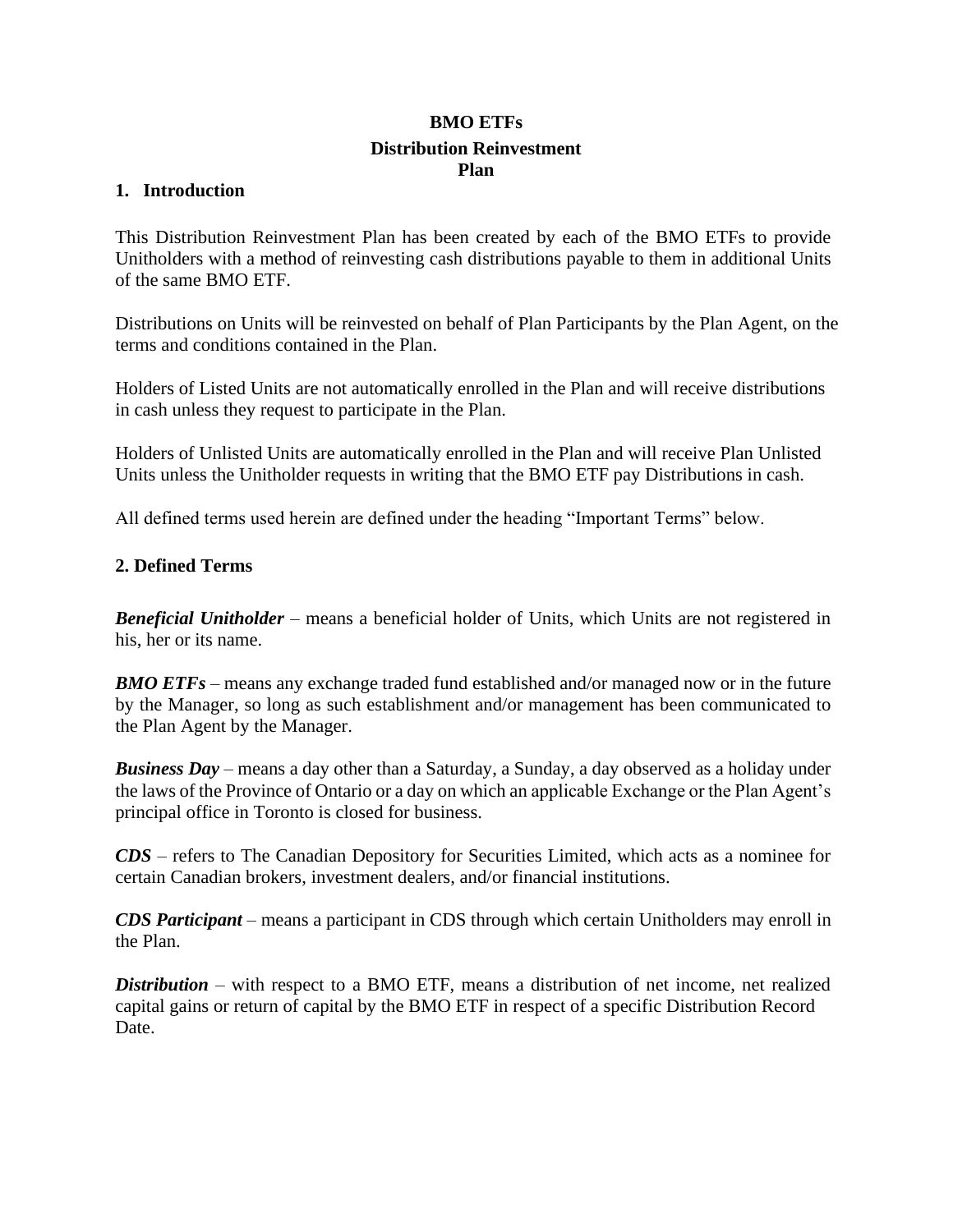# BMO ETFs

## Distribution Reinvestment Plan

### 1. Introduction

This Distribution Reinvestment Plan has been created by each of the BMO ETFs to provide Unitholders with a method of reinvesting cash distributions payable to them in additional Units of the same BMO ETF.

Distributions on Units will be reinvested on behalf of Plan Participants by the Plan Agent, on the terms and conditions contained in the Plan.

Holders of Listed Units are not automatically enrolled in the Plan and will receive distributions in cash unless they request to participate in the Plan.

Holders of Unlisted Units are automatically enrolled in the Plan and will receive Plan Unlisted Units unless the Unitholder requests in writing that the BMO ETF pay Distributions in cash.

All defined terms used herein are defined under the heading "Important Terms" below.

### 2. Defined Terms

***Beneficial Unitholder*** – means a beneficial holder of Units, which Units are not registered in his, her or its name.

***BMO ETFs*** – means any exchange traded fund established and/or managed now or in the future by the Manager, so long as such establishment and/or management has been communicated to the Plan Agent by the Manager.

***Business Day*** – means a day other than a Saturday, a Sunday, a day observed as a holiday under the laws of the Province of Ontario or a day on which an applicable Exchange or the Plan Agent's principal office in Toronto is closed for business.

***CDS*** – refers to The Canadian Depository for Securities Limited, which acts as a nominee for certain Canadian brokers, investment dealers, and/or financial institutions.

***CDS Participant*** – means a participant in CDS through which certain Unitholders may enroll in the Plan.

***Distribution*** – with respect to a BMO ETF, means a distribution of net income, net realized capital gains or return of capital by the BMO ETF in respect of a specific Distribution Record Date.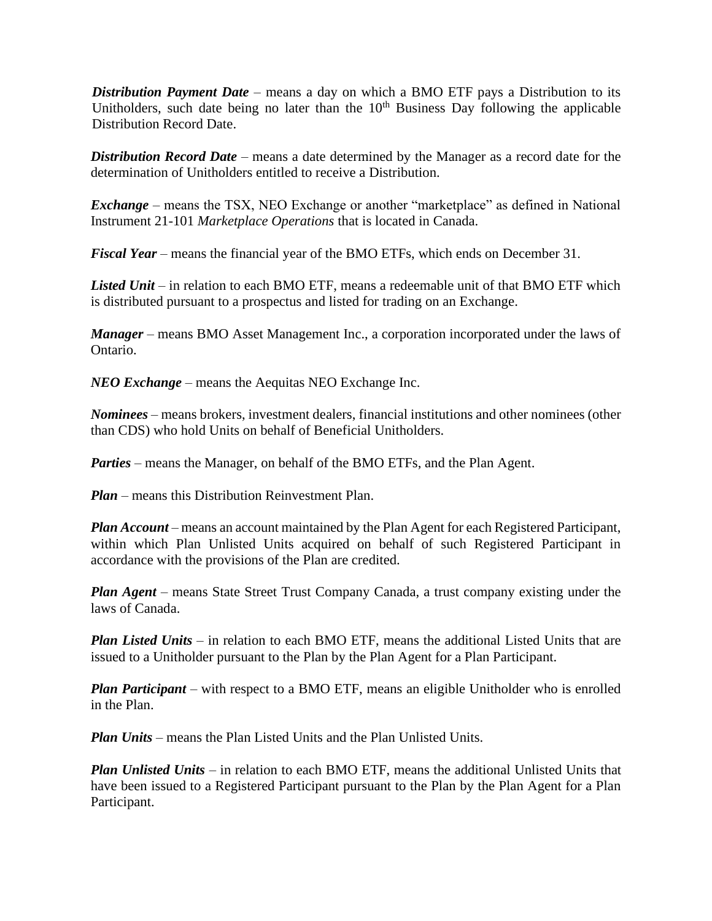***Distribution Payment Date*** – means a day on which a BMO ETF pays a Distribution to its Unitholders, such date being no later than the 10th Business Day following the applicable Distribution Record Date.

***Distribution Record Date*** – means a date determined by the Manager as a record date for the determination of Unitholders entitled to receive a Distribution.

***Exchange*** – means the TSX, NEO Exchange or another "marketplace" as defined in National Instrument 21-101 *Marketplace Operations* that is located in Canada.

***Fiscal Year*** – means the financial year of the BMO ETFs, which ends on December 31.

***Listed Unit*** – in relation to each BMO ETF, means a redeemable unit of that BMO ETF which is distributed pursuant to a prospectus and listed for trading on an Exchange.

***Manager*** – means BMO Asset Management Inc., a corporation incorporated under the laws of Ontario.

***NEO Exchange*** – means the Aequitas NEO Exchange Inc.

***Nominees*** – means brokers, investment dealers, financial institutions and other nominees (other than CDS) who hold Units on behalf of Beneficial Unitholders.

***Parties*** – means the Manager, on behalf of the BMO ETFs, and the Plan Agent.

***Plan*** – means this Distribution Reinvestment Plan.

***Plan Account*** – means an account maintained by the Plan Agent for each Registered Participant, within which Plan Unlisted Units acquired on behalf of such Registered Participant in accordance with the provisions of the Plan are credited.

***Plan Agent*** – means State Street Trust Company Canada, a trust company existing under the laws of Canada.

***Plan Listed Units*** – in relation to each BMO ETF, means the additional Listed Units that are issued to a Unitholder pursuant to the Plan by the Plan Agent for a Plan Participant.

***Plan Participant*** – with respect to a BMO ETF, means an eligible Unitholder who is enrolled in the Plan.

***Plan Units*** – means the Plan Listed Units and the Plan Unlisted Units.

***Plan Unlisted Units*** – in relation to each BMO ETF, means the additional Unlisted Units that have been issued to a Registered Participant pursuant to the Plan by the Plan Agent for a Plan Participant.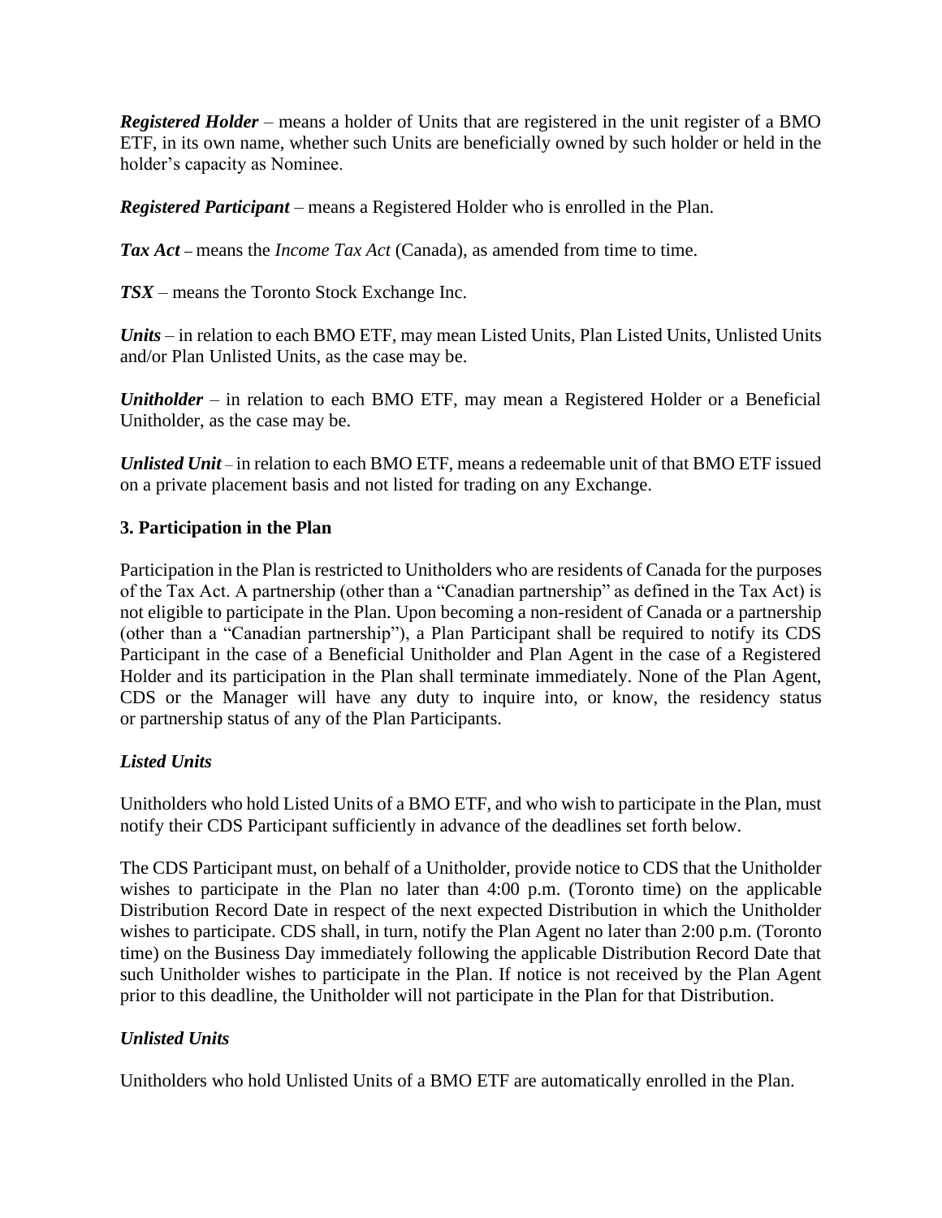***Registered Holder*** – means a holder of Units that are registered in the unit register of a BMO ETF, in its own name, whether such Units are beneficially owned by such holder or held in the holder's capacity as Nominee.

***Registered Participant*** – means a Registered Holder who is enrolled in the Plan.

***Tax Act*** – means the *Income Tax Act* (Canada), as amended from time to time.

***TSX*** – means the Toronto Stock Exchange Inc.

***Units*** – in relation to each BMO ETF, may mean Listed Units, Plan Listed Units, Unlisted Units and/or Plan Unlisted Units, as the case may be.

***Unitholder*** – in relation to each BMO ETF, may mean a Registered Holder or a Beneficial Unitholder, as the case may be.

***Unlisted Unit*** – in relation to each BMO ETF, means a redeemable unit of that BMO ETF issued on a private placement basis and not listed for trading on any Exchange.

### 3. Participation in the Plan

Participation in the Plan is restricted to Unitholders who are residents of Canada for the purposes of the Tax Act. A partnership (other than a "Canadian partnership" as defined in the Tax Act) is not eligible to participate in the Plan. Upon becoming a non-resident of Canada or a partnership (other than a "Canadian partnership"), a Plan Participant shall be required to notify its CDS Participant in the case of a Beneficial Unitholder and Plan Agent in the case of a Registered Holder and its participation in the Plan shall terminate immediately. None of the Plan Agent, CDS or the Manager will have any duty to inquire into, or know, the residency status or partnership status of any of the Plan Participants.

#### *Listed Units*

Unitholders who hold Listed Units of a BMO ETF, and who wish to participate in the Plan, must notify their CDS Participant sufficiently in advance of the deadlines set forth below.

The CDS Participant must, on behalf of a Unitholder, provide notice to CDS that the Unitholder wishes to participate in the Plan no later than 4:00 p.m. (Toronto time) on the applicable Distribution Record Date in respect of the next expected Distribution in which the Unitholder wishes to participate. CDS shall, in turn, notify the Plan Agent no later than 2:00 p.m. (Toronto time) on the Business Day immediately following the applicable Distribution Record Date that such Unitholder wishes to participate in the Plan. If notice is not received by the Plan Agent prior to this deadline, the Unitholder will not participate in the Plan for that Distribution.

#### *Unlisted Units*

Unitholders who hold Unlisted Units of a BMO ETF are automatically enrolled in the Plan.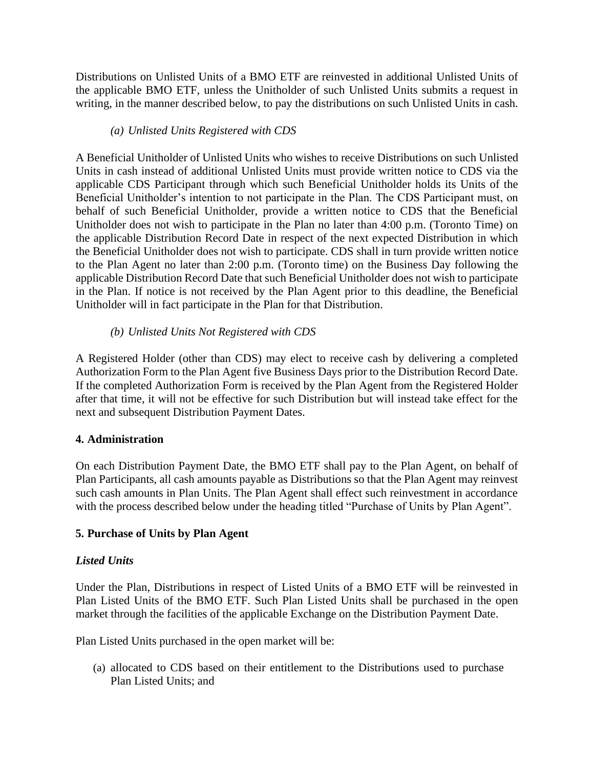Distributions on Unlisted Units of a BMO ETF are reinvested in additional Unlisted Units of the applicable BMO ETF, unless the Unitholder of such Unlisted Units submits a request in writing, in the manner described below, to pay the distributions on such Unlisted Units in cash.

*(a) Unlisted Units Registered with CDS*

A Beneficial Unitholder of Unlisted Units who wishes to receive Distributions on such Unlisted Units in cash instead of additional Unlisted Units must provide written notice to CDS via the applicable CDS Participant through which such Beneficial Unitholder holds its Units of the Beneficial Unitholder's intention to not participate in the Plan. The CDS Participant must, on behalf of such Beneficial Unitholder, provide a written notice to CDS that the Beneficial Unitholder does not wish to participate in the Plan no later than 4:00 p.m. (Toronto Time) on the applicable Distribution Record Date in respect of the next expected Distribution in which the Beneficial Unitholder does not wish to participate. CDS shall in turn provide written notice to the Plan Agent no later than 2:00 p.m. (Toronto time) on the Business Day following the applicable Distribution Record Date that such Beneficial Unitholder does not wish to participate in the Plan. If notice is not received by the Plan Agent prior to this deadline, the Beneficial Unitholder will in fact participate in the Plan for that Distribution.

*(b) Unlisted Units Not Registered with CDS*

A Registered Holder (other than CDS) may elect to receive cash by delivering a completed Authorization Form to the Plan Agent five Business Days prior to the Distribution Record Date. If the completed Authorization Form is received by the Plan Agent from the Registered Holder after that time, it will not be effective for such Distribution but will instead take effect for the next and subsequent Distribution Payment Dates.

**4. Administration**

On each Distribution Payment Date, the BMO ETF shall pay to the Plan Agent, on behalf of Plan Participants, all cash amounts payable as Distributions so that the Plan Agent may reinvest such cash amounts in Plan Units. The Plan Agent shall effect such reinvestment in accordance with the process described below under the heading titled "Purchase of Units by Plan Agent".

**5. Purchase of Units by Plan Agent**

***Listed Units***

Under the Plan, Distributions in respect of Listed Units of a BMO ETF will be reinvested in Plan Listed Units of the BMO ETF. Such Plan Listed Units shall be purchased in the open market through the facilities of the applicable Exchange on the Distribution Payment Date.

Plan Listed Units purchased in the open market will be:

(a) allocated to CDS based on their entitlement to the Distributions used to purchase Plan Listed Units; and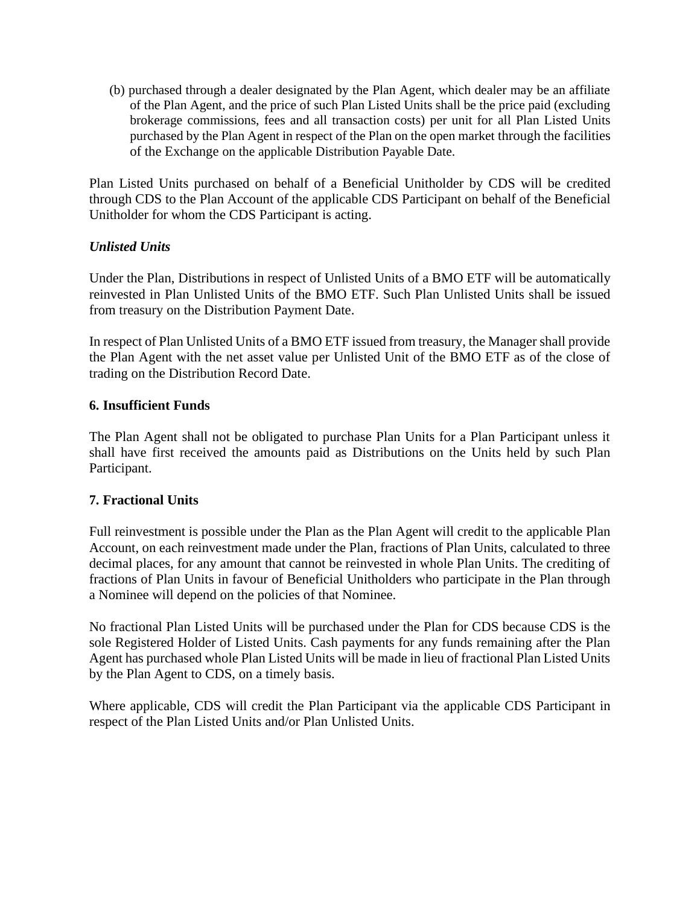(b) purchased through a dealer designated by the Plan Agent, which dealer may be an affiliate of the Plan Agent, and the price of such Plan Listed Units shall be the price paid (excluding brokerage commissions, fees and all transaction costs) per unit for all Plan Listed Units purchased by the Plan Agent in respect of the Plan on the open market through the facilities of the Exchange on the applicable Distribution Payable Date.

Plan Listed Units purchased on behalf of a Beneficial Unitholder by CDS will be credited through CDS to the Plan Account of the applicable CDS Participant on behalf of the Beneficial Unitholder for whom the CDS Participant is acting.

***Unlisted Units***

Under the Plan, Distributions in respect of Unlisted Units of a BMO ETF will be automatically reinvested in Plan Unlisted Units of the BMO ETF. Such Plan Unlisted Units shall be issued from treasury on the Distribution Payment Date.

In respect of Plan Unlisted Units of a BMO ETF issued from treasury, the Manager shall provide the Plan Agent with the net asset value per Unlisted Unit of the BMO ETF as of the close of trading on the Distribution Record Date.

**6. Insufficient Funds**

The Plan Agent shall not be obligated to purchase Plan Units for a Plan Participant unless it shall have first received the amounts paid as Distributions on the Units held by such Plan Participant.

**7. Fractional Units**

Full reinvestment is possible under the Plan as the Plan Agent will credit to the applicable Plan Account, on each reinvestment made under the Plan, fractions of Plan Units, calculated to three decimal places, for any amount that cannot be reinvested in whole Plan Units. The crediting of fractions of Plan Units in favour of Beneficial Unitholders who participate in the Plan through a Nominee will depend on the policies of that Nominee.

No fractional Plan Listed Units will be purchased under the Plan for CDS because CDS is the sole Registered Holder of Listed Units. Cash payments for any funds remaining after the Plan Agent has purchased whole Plan Listed Units will be made in lieu of fractional Plan Listed Units by the Plan Agent to CDS, on a timely basis.

Where applicable, CDS will credit the Plan Participant via the applicable CDS Participant in respect of the Plan Listed Units and/or Plan Unlisted Units.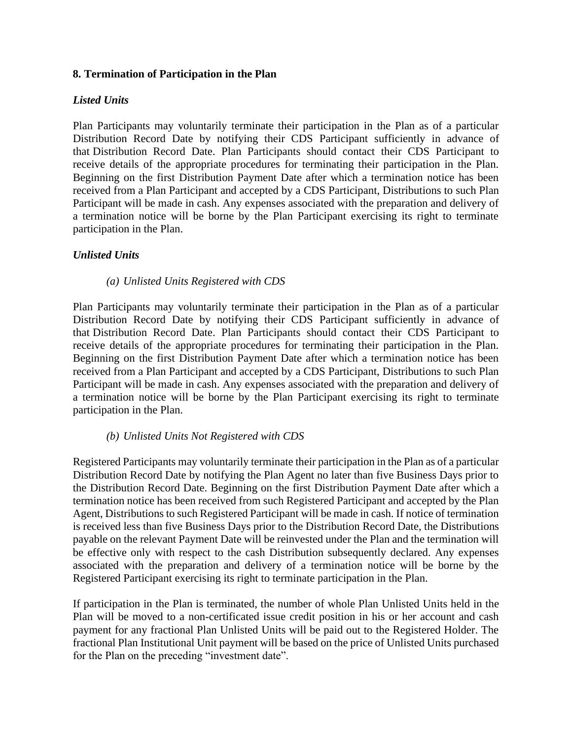## 8. Termination of Participation in the Plan

### *Listed Units*

Plan Participants may voluntarily terminate their participation in the Plan as of a particular Distribution Record Date by notifying their CDS Participant sufficiently in advance of that Distribution Record Date. Plan Participants should contact their CDS Participant to receive details of the appropriate procedures for terminating their participation in the Plan. Beginning on the first Distribution Payment Date after which a termination notice has been received from a Plan Participant and accepted by a CDS Participant, Distributions to such Plan Participant will be made in cash. Any expenses associated with the preparation and delivery of a termination notice will be borne by the Plan Participant exercising its right to terminate participation in the Plan.

### *Unlisted Units*

*(a) Unlisted Units Registered with CDS*

Plan Participants may voluntarily terminate their participation in the Plan as of a particular Distribution Record Date by notifying their CDS Participant sufficiently in advance of that Distribution Record Date. Plan Participants should contact their CDS Participant to receive details of the appropriate procedures for terminating their participation in the Plan. Beginning on the first Distribution Payment Date after which a termination notice has been received from a Plan Participant and accepted by a CDS Participant, Distributions to such Plan Participant will be made in cash. Any expenses associated with the preparation and delivery of a termination notice will be borne by the Plan Participant exercising its right to terminate participation in the Plan.

*(b) Unlisted Units Not Registered with CDS*

Registered Participants may voluntarily terminate their participation in the Plan as of a particular Distribution Record Date by notifying the Plan Agent no later than five Business Days prior to the Distribution Record Date. Beginning on the first Distribution Payment Date after which a termination notice has been received from such Registered Participant and accepted by the Plan Agent, Distributions to such Registered Participant will be made in cash. If notice of termination is received less than five Business Days prior to the Distribution Record Date, the Distributions payable on the relevant Payment Date will be reinvested under the Plan and the termination will be effective only with respect to the cash Distribution subsequently declared. Any expenses associated with the preparation and delivery of a termination notice will be borne by the Registered Participant exercising its right to terminate participation in the Plan.

If participation in the Plan is terminated, the number of whole Plan Unlisted Units held in the Plan will be moved to a non-certificated issue credit position in his or her account and cash payment for any fractional Plan Unlisted Units will be paid out to the Registered Holder. The fractional Plan Institutional Unit payment will be based on the price of Unlisted Units purchased for the Plan on the preceding "investment date".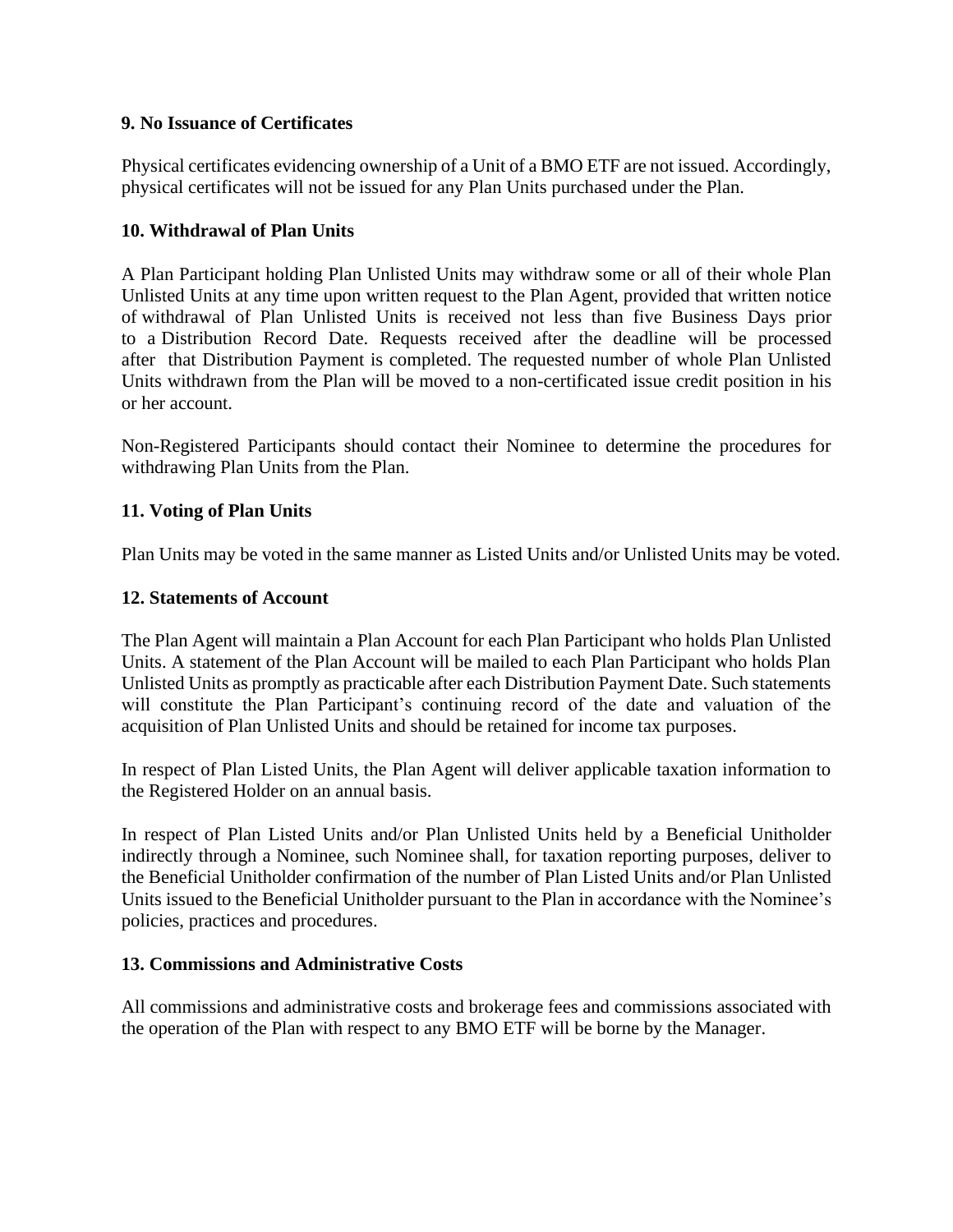### 9. No Issuance of Certificates

Physical certificates evidencing ownership of a Unit of a BMO ETF are not issued. Accordingly, physical certificates will not be issued for any Plan Units purchased under the Plan.

### 10. Withdrawal of Plan Units

A Plan Participant holding Plan Unlisted Units may withdraw some or all of their whole Plan Unlisted Units at any time upon written request to the Plan Agent, provided that written notice of withdrawal of Plan Unlisted Units is received not less than five Business Days prior to a Distribution Record Date. Requests received after the deadline will be processed after that Distribution Payment is completed. The requested number of whole Plan Unlisted Units withdrawn from the Plan will be moved to a non-certificated issue credit position in his or her account.

Non-Registered Participants should contact their Nominee to determine the procedures for withdrawing Plan Units from the Plan.

### 11. Voting of Plan Units

Plan Units may be voted in the same manner as Listed Units and/or Unlisted Units may be voted.

### 12. Statements of Account

The Plan Agent will maintain a Plan Account for each Plan Participant who holds Plan Unlisted Units. A statement of the Plan Account will be mailed to each Plan Participant who holds Plan Unlisted Units as promptly as practicable after each Distribution Payment Date. Such statements will constitute the Plan Participant's continuing record of the date and valuation of the acquisition of Plan Unlisted Units and should be retained for income tax purposes.

In respect of Plan Listed Units, the Plan Agent will deliver applicable taxation information to the Registered Holder on an annual basis.

In respect of Plan Listed Units and/or Plan Unlisted Units held by a Beneficial Unitholder indirectly through a Nominee, such Nominee shall, for taxation reporting purposes, deliver to the Beneficial Unitholder confirmation of the number of Plan Listed Units and/or Plan Unlisted Units issued to the Beneficial Unitholder pursuant to the Plan in accordance with the Nominee's policies, practices and procedures.

### 13. Commissions and Administrative Costs

All commissions and administrative costs and brokerage fees and commissions associated with the operation of the Plan with respect to any BMO ETF will be borne by the Manager.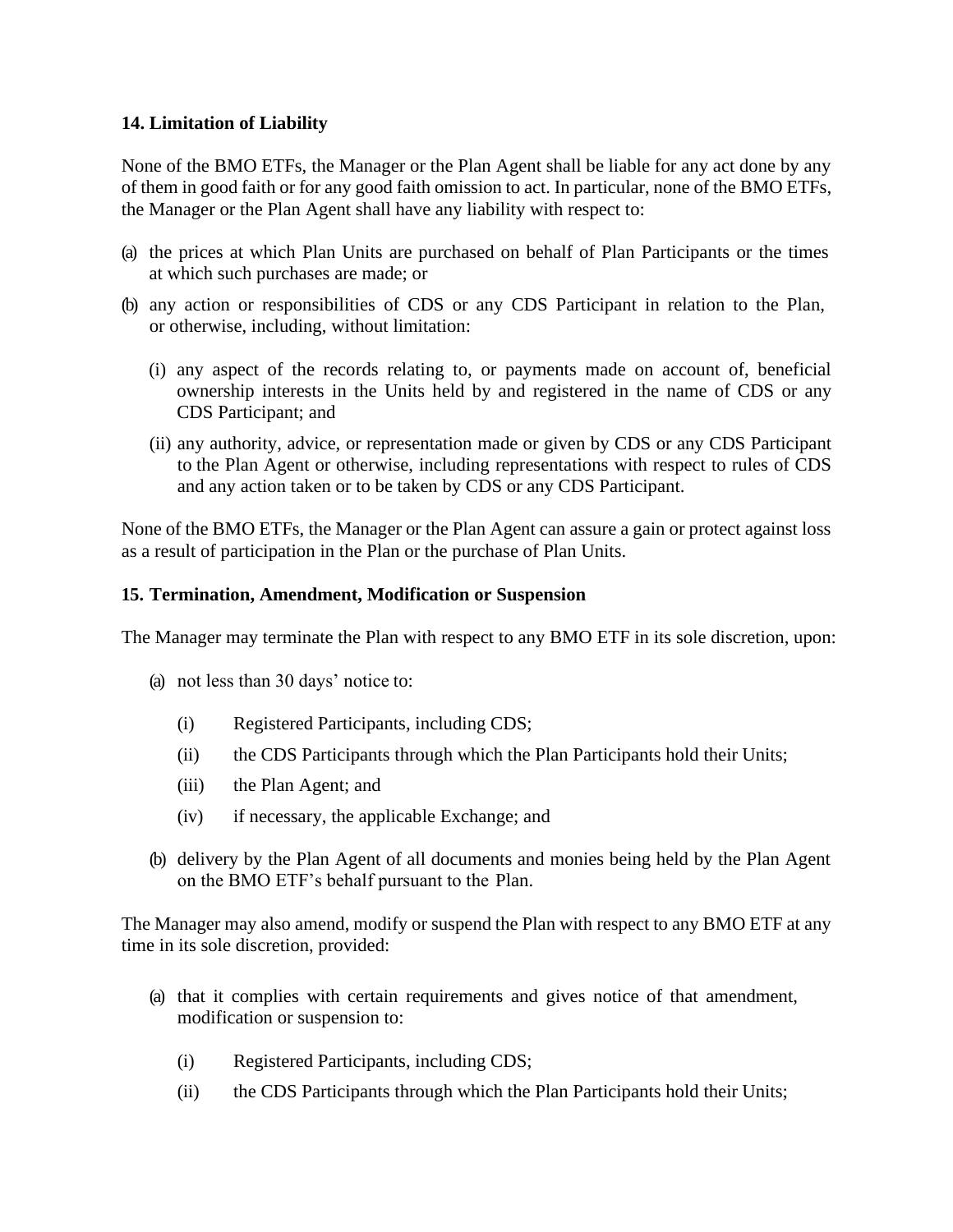### 14. Limitation of Liability

None of the BMO ETFs, the Manager or the Plan Agent shall be liable for any act done by any of them in good faith or for any good faith omission to act. In particular, none of the BMO ETFs, the Manager or the Plan Agent shall have any liability with respect to:

(a) the prices at which Plan Units are purchased on behalf of Plan Participants or the times at which such purchases are made; or

(b) any action or responsibilities of CDS or any CDS Participant in relation to the Plan, or otherwise, including, without limitation:

   (i) any aspect of the records relating to, or payments made on account of, beneficial ownership interests in the Units held by and registered in the name of CDS or any CDS Participant; and

   (ii) any authority, advice, or representation made or given by CDS or any CDS Participant to the Plan Agent or otherwise, including representations with respect to rules of CDS and any action taken or to be taken by CDS or any CDS Participant.

None of the BMO ETFs, the Manager or the Plan Agent can assure a gain or protect against loss as a result of participation in the Plan or the purchase of Plan Units.

### 15. Termination, Amendment, Modification or Suspension

The Manager may terminate the Plan with respect to any BMO ETF in its sole discretion, upon:

(a) not less than 30 days' notice to:

   (i) Registered Participants, including CDS;

   (ii) the CDS Participants through which the Plan Participants hold their Units;

   (iii) the Plan Agent; and

   (iv) if necessary, the applicable Exchange; and

(b) delivery by the Plan Agent of all documents and monies being held by the Plan Agent on the BMO ETF's behalf pursuant to the Plan.

The Manager may also amend, modify or suspend the Plan with respect to any BMO ETF at any time in its sole discretion, provided:

(a) that it complies with certain requirements and gives notice of that amendment, modification or suspension to:

   (i) Registered Participants, including CDS;

   (ii) the CDS Participants through which the Plan Participants hold their Units;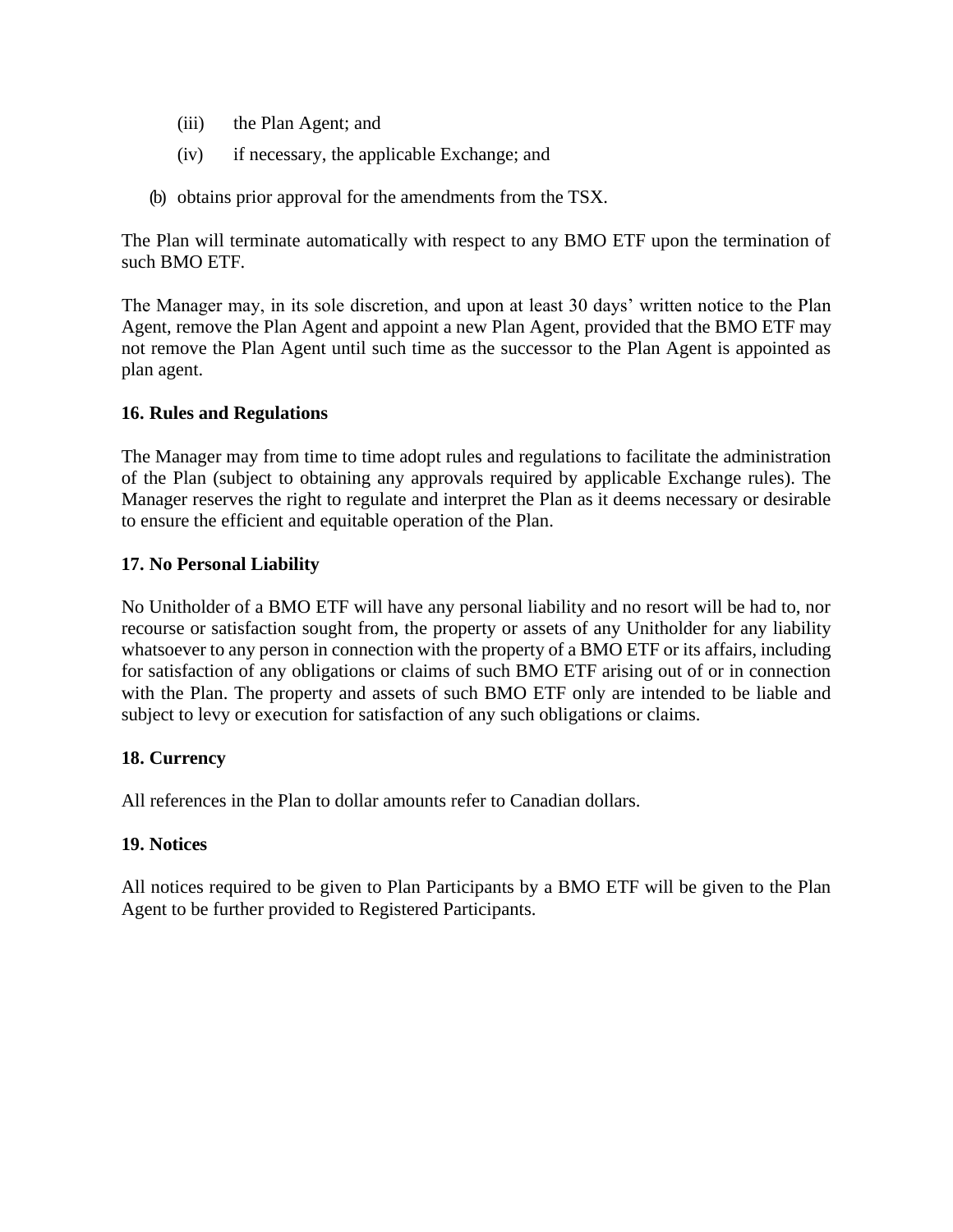(iii) the Plan Agent; and

(iv) if necessary, the applicable Exchange; and

(b) obtains prior approval for the amendments from the TSX.

The Plan will terminate automatically with respect to any BMO ETF upon the termination of such BMO ETF.

The Manager may, in its sole discretion, and upon at least 30 days' written notice to the Plan Agent, remove the Plan Agent and appoint a new Plan Agent, provided that the BMO ETF may not remove the Plan Agent until such time as the successor to the Plan Agent is appointed as plan agent.

**16. Rules and Regulations**

The Manager may from time to time adopt rules and regulations to facilitate the administration of the Plan (subject to obtaining any approvals required by applicable Exchange rules). The Manager reserves the right to regulate and interpret the Plan as it deems necessary or desirable to ensure the efficient and equitable operation of the Plan.

**17. No Personal Liability**

No Unitholder of a BMO ETF will have any personal liability and no resort will be had to, nor recourse or satisfaction sought from, the property or assets of any Unitholder for any liability whatsoever to any person in connection with the property of a BMO ETF or its affairs, including for satisfaction of any obligations or claims of such BMO ETF arising out of or in connection with the Plan. The property and assets of such BMO ETF only are intended to be liable and subject to levy or execution for satisfaction of any such obligations or claims.

**18. Currency**

All references in the Plan to dollar amounts refer to Canadian dollars.

**19. Notices**

All notices required to be given to Plan Participants by a BMO ETF will be given to the Plan Agent to be further provided to Registered Participants.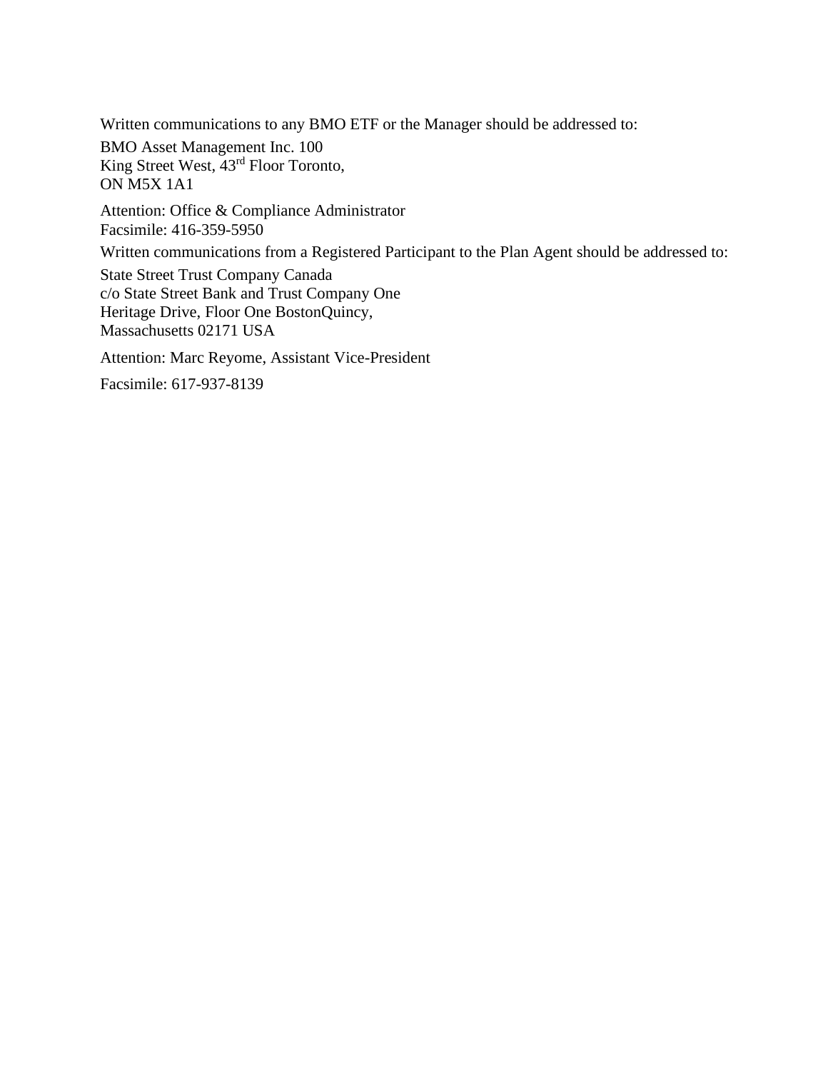Written communications to any BMO ETF or the Manager should be addressed to:

BMO Asset Management Inc. 100
King Street West, 43rd Floor Toronto,
ON M5X 1A1

Attention: Office & Compliance Administrator
Facsimile: 416-359-5950

Written communications from a Registered Participant to the Plan Agent should be addressed to:

State Street Trust Company Canada
c/o State Street Bank and Trust Company One
Heritage Drive, Floor One BostonQuincy,
Massachusetts 02171 USA

Attention: Marc Reyome, Assistant Vice-President

Facsimile: 617-937-8139